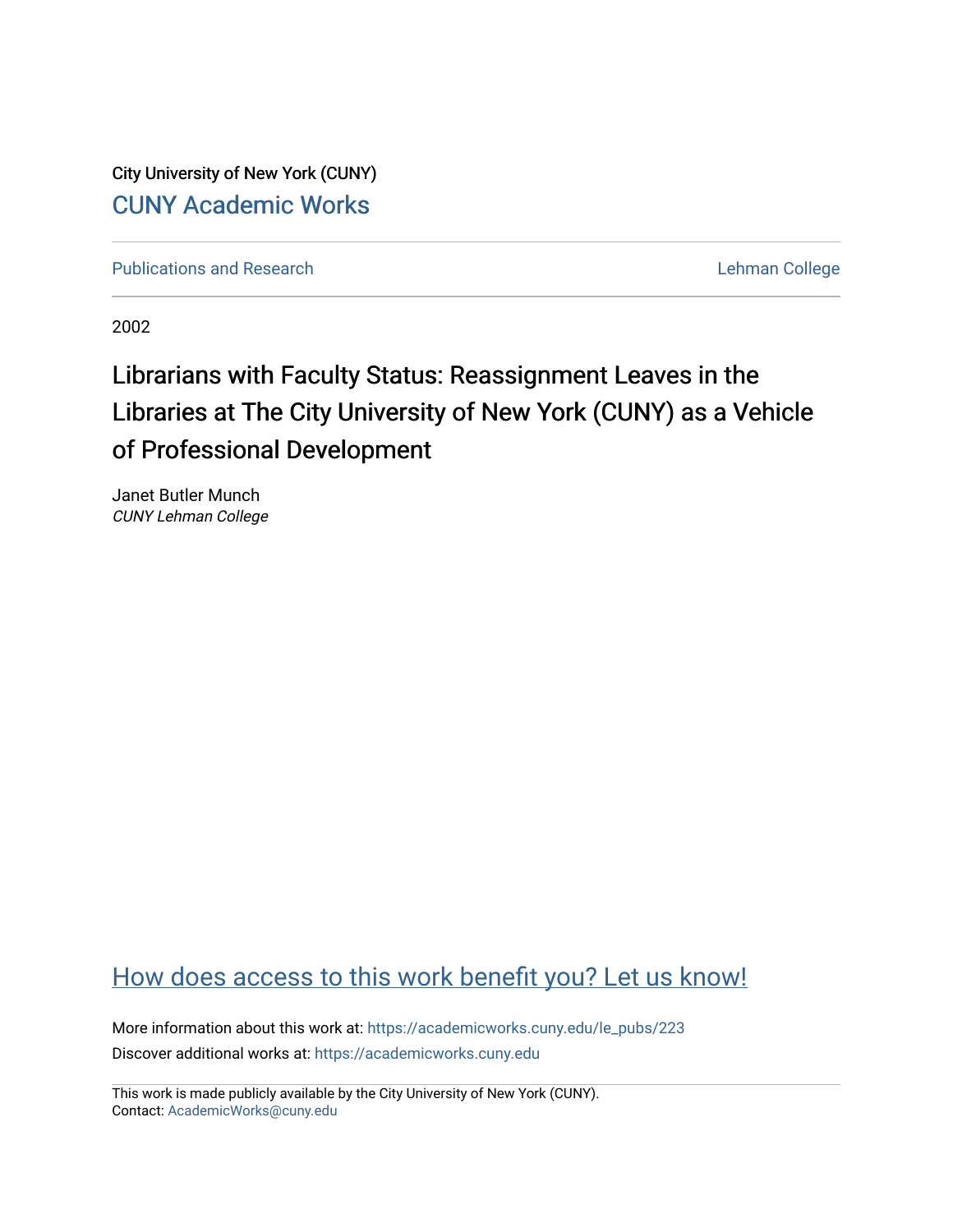City University of New York (CUNY)

CUNY Academic Works

Publications and Research

Lehman College

2002

# Librarians with Faculty Status: Reassignment Leaves in the Libraries at The City University of New York (CUNY) as a Vehicle of Professional Development

Janet Butler Munch
*CUNY Lehman College*

How does access to this work benefit you? Let us know!

More information about this work at: https://academicworks.cuny.edu/le_pubs/223

Discover additional works at: https://academicworks.cuny.edu

This work is made publicly available by the City University of New York (CUNY).
Contact: AcademicWorks@cuny.edu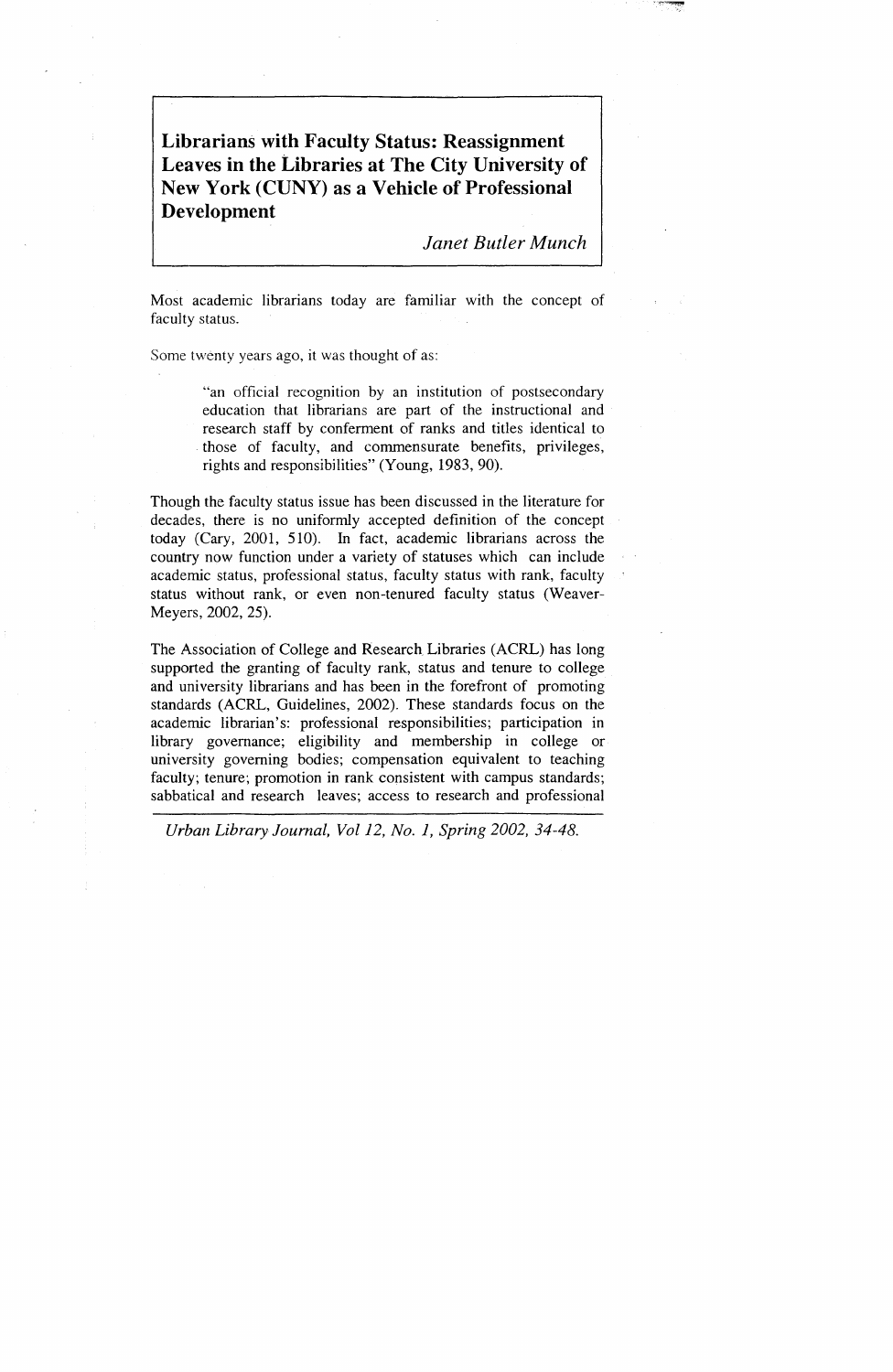# Librarians with Faculty Status: Reassignment Leaves in the Libraries at The City University of New York (CUNY) as a Vehicle of Professional Development

*Janet Butler Munch*

Most academic librarians today are familiar with the concept of faculty status.

Some twenty years ago, it was thought of as:

> "an official recognition by an institution of postsecondary education that librarians are part of the instructional and research staff by conferment of ranks and titles identical to those of faculty, and commensurate benefits, privileges, rights and responsibilities" (Young, 1983, 90).

Though the faculty status issue has been discussed in the literature for decades, there is no uniformly accepted definition of the concept today (Cary, 2001, 510). In fact, academic librarians across the country now function under a variety of statuses which can include academic status, professional status, faculty status with rank, faculty status without rank, or even non-tenured faculty status (Weaver-Meyers, 2002, 25).

The Association of College and Research Libraries (ACRL) has long supported the granting of faculty rank, status and tenure to college and university librarians and has been in the forefront of promoting standards (ACRL, Guidelines, 2002). These standards focus on the academic librarian's: professional responsibilities; participation in library governance; eligibility and membership in college or university governing bodies; compensation equivalent to teaching faculty; tenure; promotion in rank consistent with campus standards; sabbatical and research leaves; access to research and professional

*Urban Library Journal, Vol 12, No. 1, Spring 2002, 34-48.*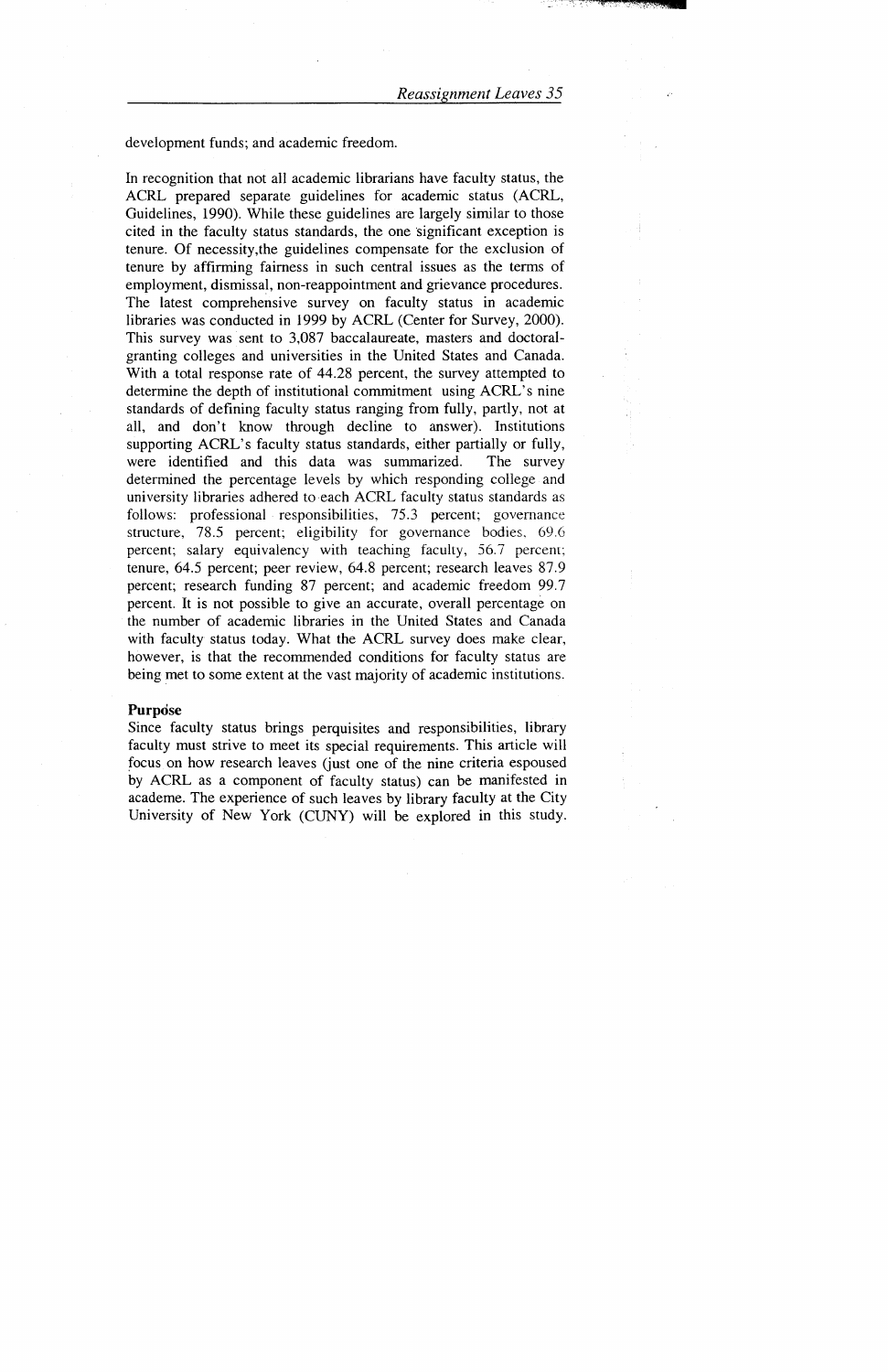development funds; and academic freedom.

In recognition that not all academic librarians have faculty status, the ACRL prepared separate guidelines for academic status (ACRL, Guidelines, 1990). While these guidelines are largely similar to those cited in the faculty status standards, the one significant exception is tenure. Of necessity,the guidelines compensate for the exclusion of tenure by affirming fairness in such central issues as the terms of employment, dismissal, non-reappointment and grievance procedures. The latest comprehensive survey on faculty status in academic libraries was conducted in 1999 by ACRL (Center for Survey, 2000). This survey was sent to 3,087 baccalaureate, masters and doctoral-granting colleges and universities in the United States and Canada. With a total response rate of 44.28 percent, the survey attempted to determine the depth of institutional commitment using ACRL's nine standards of defining faculty status ranging from fully, partly, not at all, and don't know through decline to answer). Institutions supporting ACRL's faculty status standards, either partially or fully, were identified and this data was summarized. The survey determined the percentage levels by which responding college and university libraries adhered to each ACRL faculty status standards as follows: professional responsibilities, 75.3 percent; governance structure, 78.5 percent; eligibility for governance bodies, 69.6 percent; salary equivalency with teaching faculty, 56.7 percent; tenure, 64.5 percent; peer review, 64.8 percent; research leaves 87.9 percent; research funding 87 percent; and academic freedom 99.7 percent. It is not possible to give an accurate, overall percentage on the number of academic libraries in the United States and Canada with faculty status today. What the ACRL survey does make clear, however, is that the recommended conditions for faculty status are being met to some extent at the vast majority of academic institutions.

**Purpose**

Since faculty status brings perquisites and responsibilities, library faculty must strive to meet its special requirements. This article will focus on how research leaves (just one of the nine criteria espoused by ACRL as a component of faculty status) can be manifested in academe. The experience of such leaves by library faculty at the City University of New York (CUNY) will be explored in this study.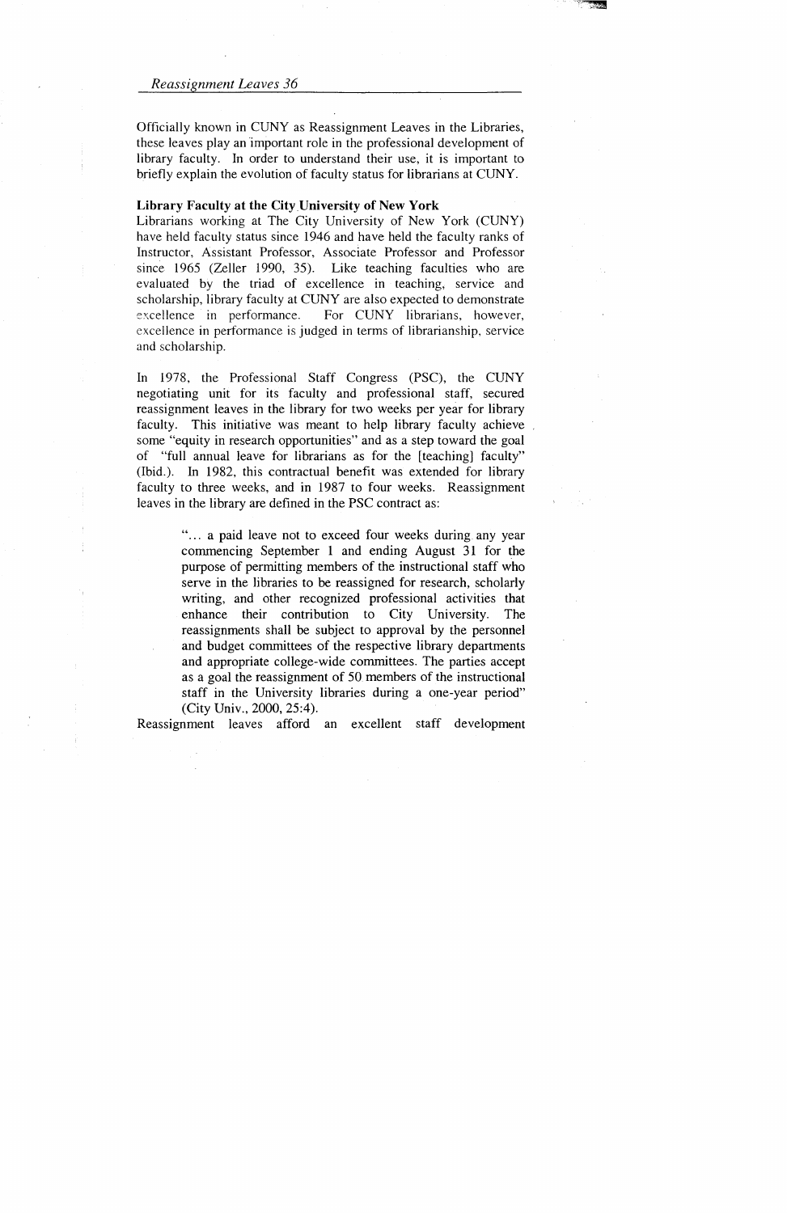Officially known in CUNY as Reassignment Leaves in the Libraries, these leaves play an important role in the professional development of library faculty. In order to understand their use, it is important to briefly explain the evolution of faculty status for librarians at CUNY.

**Library Faculty at the City University of New York**

Librarians working at The City University of New York (CUNY) have held faculty status since 1946 and have held the faculty ranks of Instructor, Assistant Professor, Associate Professor and Professor since 1965 (Zeller 1990, 35). Like teaching faculties who are evaluated by the triad of excellence in teaching, service and scholarship, library faculty at CUNY are also expected to demonstrate excellence in performance. For CUNY librarians, however, excellence in performance is judged in terms of librarianship, service and scholarship.

In 1978, the Professional Staff Congress (PSC), the CUNY negotiating unit for its faculty and professional staff, secured reassignment leaves in the library for two weeks per year for library faculty. This initiative was meant to help library faculty achieve some "equity in research opportunities" and as a step toward the goal of "full annual leave for librarians as for the [teaching] faculty" (Ibid.). In 1982, this contractual benefit was extended for library faculty to three weeks, and in 1987 to four weeks. Reassignment leaves in the library are defined in the PSC contract as:

> "... a paid leave not to exceed four weeks during any year commencing September 1 and ending August 31 for the purpose of permitting members of the instructional staff who serve in the libraries to be reassigned for research, scholarly writing, and other recognized professional activities that enhance their contribution to City University. The reassignments shall be subject to approval by the personnel and budget committees of the respective library departments and appropriate college-wide committees. The parties accept as a goal the reassignment of 50 members of the instructional staff in the University libraries during a one-year period" (City Univ., 2000, 25:4).

Reassignment leaves afford an excellent staff development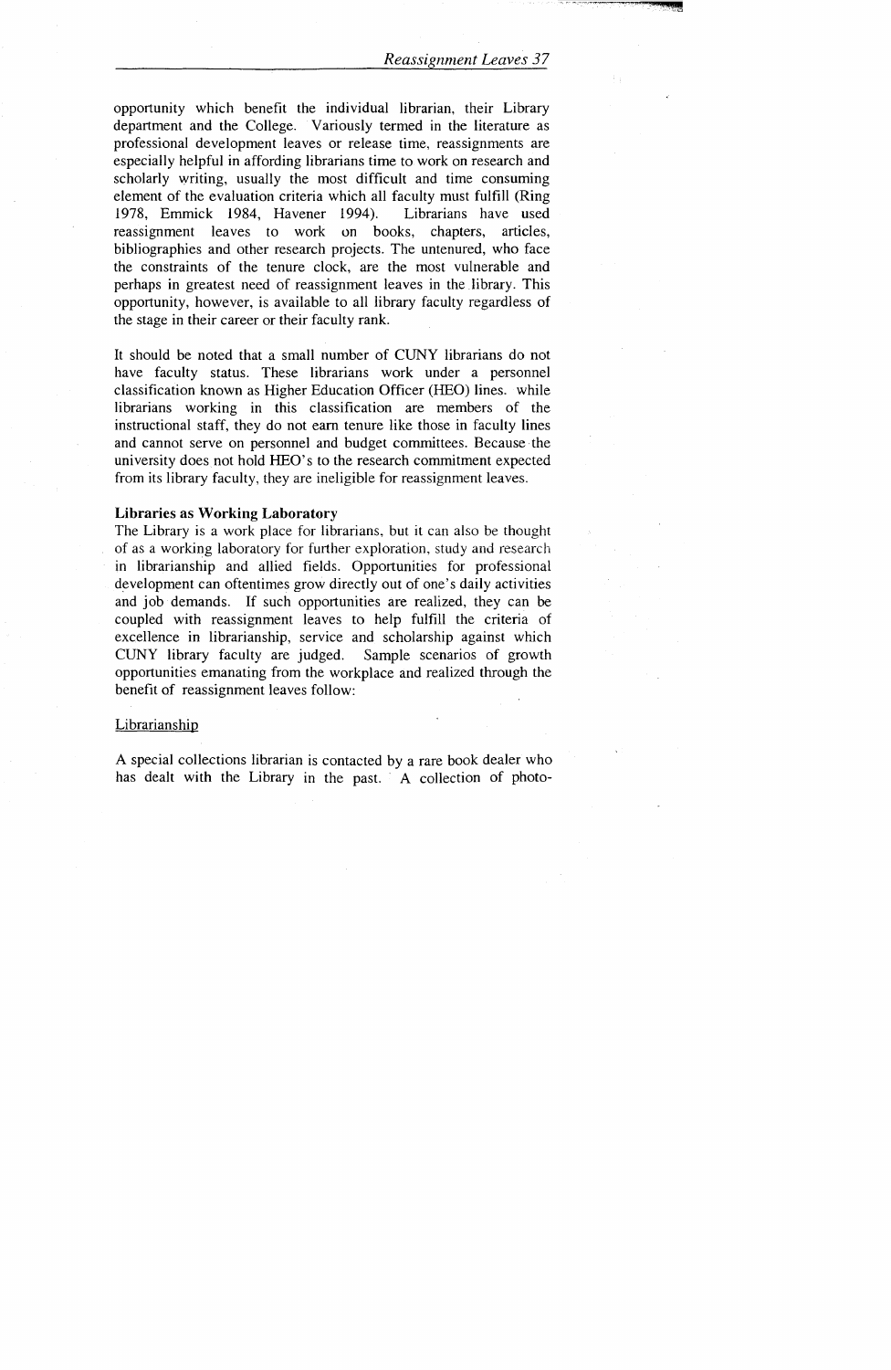opportunity which benefit the individual librarian, their Library department and the College. Variously termed in the literature as professional development leaves or release time, reassignments are especially helpful in affording librarians time to work on research and scholarly writing, usually the most difficult and time consuming element of the evaluation criteria which all faculty must fulfill (Ring 1978, Emmick 1984, Havener 1994). Librarians have used reassignment leaves to work on books, chapters, articles, bibliographies and other research projects. The untenured, who face the constraints of the tenure clock, are the most vulnerable and perhaps in greatest need of reassignment leaves in the library. This opportunity, however, is available to all library faculty regardless of the stage in their career or their faculty rank.

It should be noted that a small number of CUNY librarians do not have faculty status. These librarians work under a personnel classification known as Higher Education Officer (HEO) lines. while librarians working in this classification are members of the instructional staff, they do not earn tenure like those in faculty lines and cannot serve on personnel and budget committees. Because the university does not hold HEO's to the research commitment expected from its library faculty, they are ineligible for reassignment leaves.

**Libraries as Working Laboratory**

The Library is a work place for librarians, but it can also be thought of as a working laboratory for further exploration, study and research in librarianship and allied fields. Opportunities for professional development can oftentimes grow directly out of one's daily activities and job demands. If such opportunities are realized, they can be coupled with reassignment leaves to help fulfill the criteria of excellence in librarianship, service and scholarship against which CUNY library faculty are judged. Sample scenarios of growth opportunities emanating from the workplace and realized through the benefit of reassignment leaves follow:

Librarianship

A special collections librarian is contacted by a rare book dealer who has dealt with the Library in the past. A collection of photo-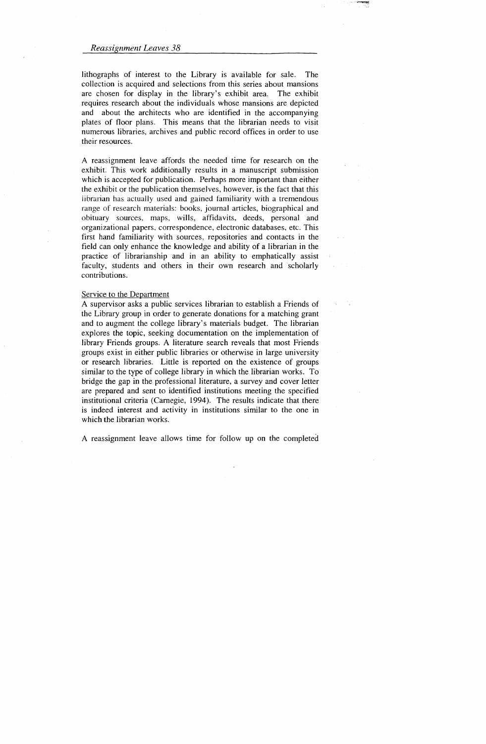lithographs of interest to the Library is available for sale. The collection is acquired and selections from this series about mansions are chosen for display in the library's exhibit area. The exhibit requires research about the individuals whose mansions are depicted and about the architects who are identified in the accompanying plates of floor plans. This means that the librarian needs to visit numerous libraries, archives and public record offices in order to use their resources.

A reassignment leave affords the needed time for research on the exhibit. This work additionally results in a manuscript submission which is accepted for publication. Perhaps more important than either the exhibit or the publication themselves, however, is the fact that this librarian has actually used and gained familiarity with a tremendous range of research materials: books, journal articles, biographical and obituary sources, maps, wills, affidavits, deeds, personal and organizational papers, correspondence, electronic databases, etc. This first hand familiarity with sources, repositories and contacts in the field can only enhance the knowledge and ability of a librarian in the practice of librarianship and in an ability to emphatically assist faculty, students and others in their own research and scholarly contributions.

<u>Service to the Department</u>

A supervisor asks a public services librarian to establish a Friends of the Library group in order to generate donations for a matching grant and to augment the college library's materials budget. The librarian explores the topic, seeking documentation on the implementation of library Friends groups. A literature search reveals that most Friends groups exist in either public libraries or otherwise in large university or research libraries. Little is reported on the existence of groups similar to the type of college library in which the librarian works. To bridge the gap in the professional literature, a survey and cover letter are prepared and sent to identified institutions meeting the specified institutional criteria (Carnegie, 1994). The results indicate that there is indeed interest and activity in institutions similar to the one in which the librarian works.

A reassignment leave allows time for follow up on the completed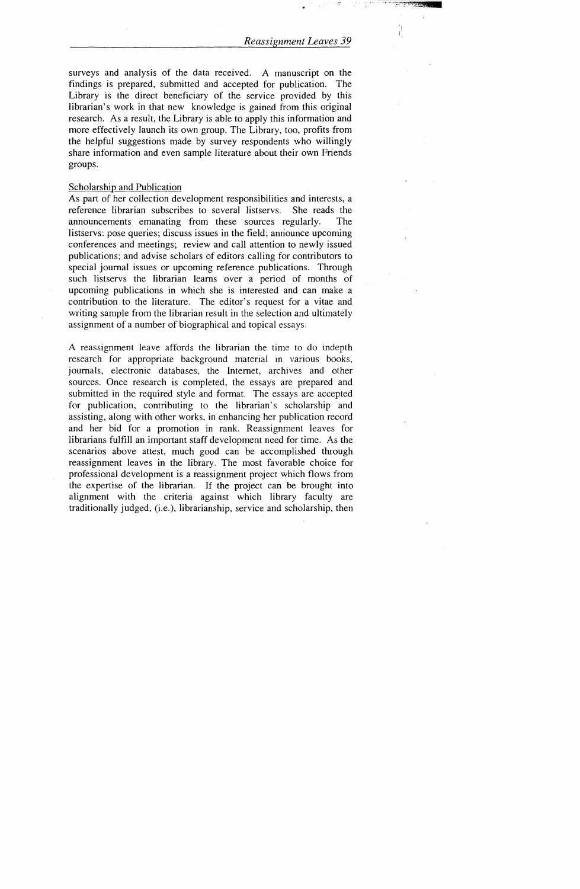surveys and analysis of the data received. A manuscript on the findings is prepared, submitted and accepted for publication. The Library is the direct beneficiary of the service provided by this librarian's work in that new knowledge is gained from this original research. As a result, the Library is able to apply this information and more effectively launch its own group. The Library, too, profits from the helpful suggestions made by survey respondents who willingly share information and even sample literature about their own Friends groups.

Scholarship and Publication

As part of her collection development responsibilities and interests, a reference librarian subscribes to several listservs. She reads the announcements emanating from these sources regularly. The listservs: pose queries; discuss issues in the field; announce upcoming conferences and meetings; review and call attention to newly issued publications; and advise scholars of editors calling for contributors to special journal issues or upcoming reference publications. Through such listservs the librarian learns over a period of months of upcoming publications in which she is interested and can make a contribution to the literature. The editor's request for a vitae and writing sample from the librarian result in the selection and ultimately assignment of a number of biographical and topical essays.

A reassignment leave affords the librarian the time to do indepth research for appropriate background material in various books, journals, electronic databases, the Internet, archives and other sources. Once research is completed, the essays are prepared and submitted in the required style and format. The essays are accepted for publication, contributing to the librarian's scholarship and assisting, along with other works, in enhancing her publication record and her bid for a promotion in rank. Reassignment leaves for librarians fulfill an important staff development need for time. As the scenarios above attest, much good can be accomplished through reassignment leaves in the library. The most favorable choice for professional development is a reassignment project which flows from the expertise of the librarian. If the project can be brought into alignment with the criteria against which library faculty are traditionally judged, (i.e.), librarianship, service and scholarship, then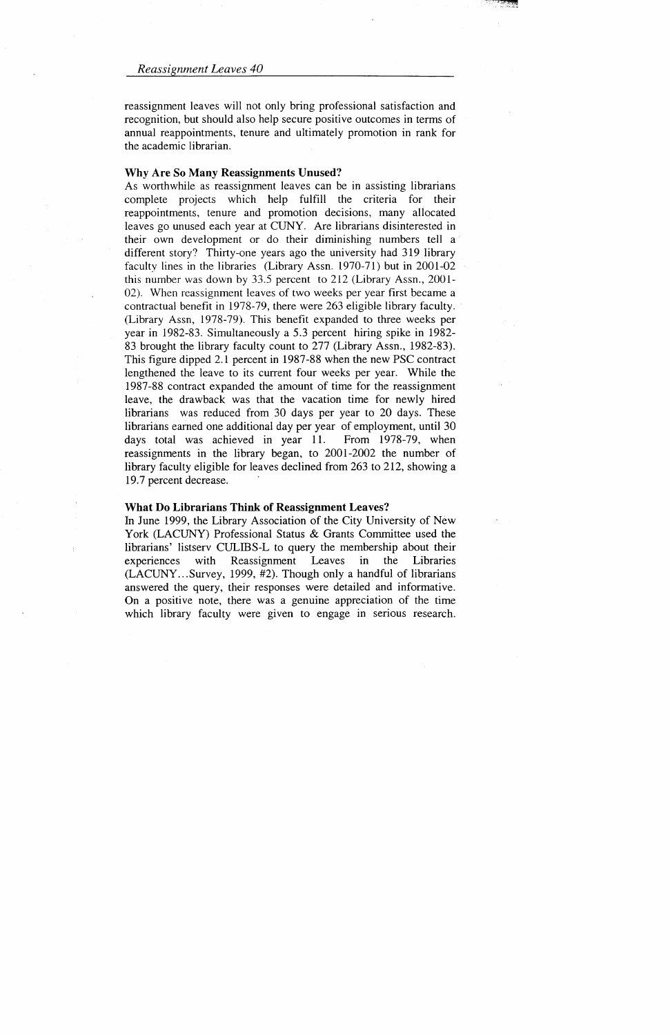reassignment leaves will not only bring professional satisfaction and recognition, but should also help secure positive outcomes in terms of annual reappointments, tenure and ultimately promotion in rank for the academic librarian.

**Why Are So Many Reassignments Unused?**

As worthwhile as reassignment leaves can be in assisting librarians complete projects which help fulfill the criteria for their reappointments, tenure and promotion decisions, many allocated leaves go unused each year at CUNY. Are librarians disinterested in their own development or do their diminishing numbers tell a different story? Thirty-one years ago the university had 319 library faculty lines in the libraries (Library Assn. 1970-71) but in 2001-02 this number was down by 33.5 percent to 212 (Library Assn., 2001-02). When reassignment leaves of two weeks per year first became a contractual benefit in 1978-79, there were 263 eligible library faculty. (Library Assn, 1978-79). This benefit expanded to three weeks per year in 1982-83. Simultaneously a 5.3 percent hiring spike in 1982-83 brought the library faculty count to 277 (Library Assn., 1982-83). This figure dipped 2.1 percent in 1987-88 when the new PSC contract lengthened the leave to its current four weeks per year. While the 1987-88 contract expanded the amount of time for the reassignment leave, the drawback was that the vacation time for newly hired librarians was reduced from 30 days per year to 20 days. These librarians earned one additional day per year of employment, until 30 days total was achieved in year 11. From 1978-79, when reassignments in the library began, to 2001-2002 the number of library faculty eligible for leaves declined from 263 to 212, showing a 19.7 percent decrease.

**What Do Librarians Think of Reassignment Leaves?**

In June 1999, the Library Association of the City University of New York (LACUNY) Professional Status & Grants Committee used the librarians' listserv CULIBS-L to query the membership about their experiences with Reassignment Leaves in the Libraries (LACUNY...Survey, 1999, #2). Though only a handful of librarians answered the query, their responses were detailed and informative. On a positive note, there was a genuine appreciation of the time which library faculty were given to engage in serious research.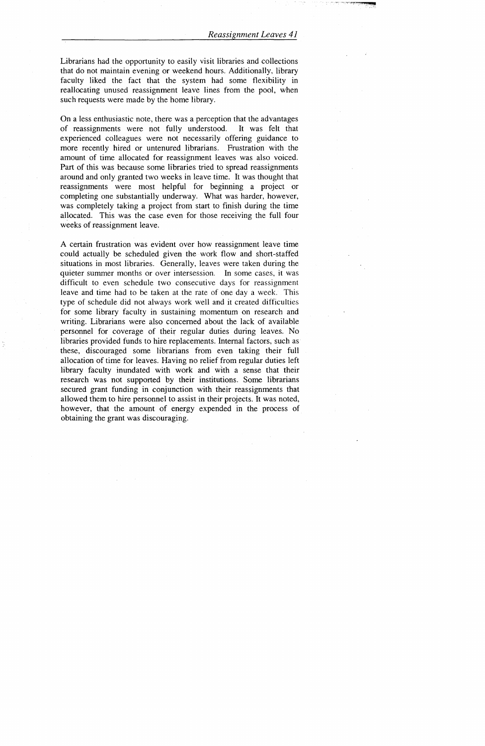Librarians had the opportunity to easily visit libraries and collections that do not maintain evening or weekend hours. Additionally, library faculty liked the fact that the system had some flexibility in reallocating unused reassignment leave lines from the pool, when such requests were made by the home library.

On a less enthusiastic note, there was a perception that the advantages of reassignments were not fully understood. It was felt that experienced colleagues were not necessarily offering guidance to more recently hired or untenured librarians. Frustration with the amount of time allocated for reassignment leaves was also voiced. Part of this was because some libraries tried to spread reassignments around and only granted two weeks in leave time. It was thought that reassignments were most helpful for beginning a project or completing one substantially underway. What was harder, however, was completely taking a project from start to finish during the time allocated. This was the case even for those receiving the full four weeks of reassignment leave.

A certain frustration was evident over how reassignment leave time could actually be scheduled given the work flow and short-staffed situations in most libraries. Generally, leaves were taken during the quieter summer months or over intersession. In some cases, it was difficult to even schedule two consecutive days for reassignment leave and time had to be taken at the rate of one day a week. This type of schedule did not always work well and it created difficulties for some library faculty in sustaining momentum on research and writing. Librarians were also concerned about the lack of available personnel for coverage of their regular duties during leaves. No libraries provided funds to hire replacements. Internal factors, such as these, discouraged some librarians from even taking their full allocation of time for leaves. Having no relief from regular duties left library faculty inundated with work and with a sense that their research was not supported by their institutions. Some librarians secured grant funding in conjunction with their reassignments that allowed them to hire personnel to assist in their projects. It was noted, however, that the amount of energy expended in the process of obtaining the grant was discouraging.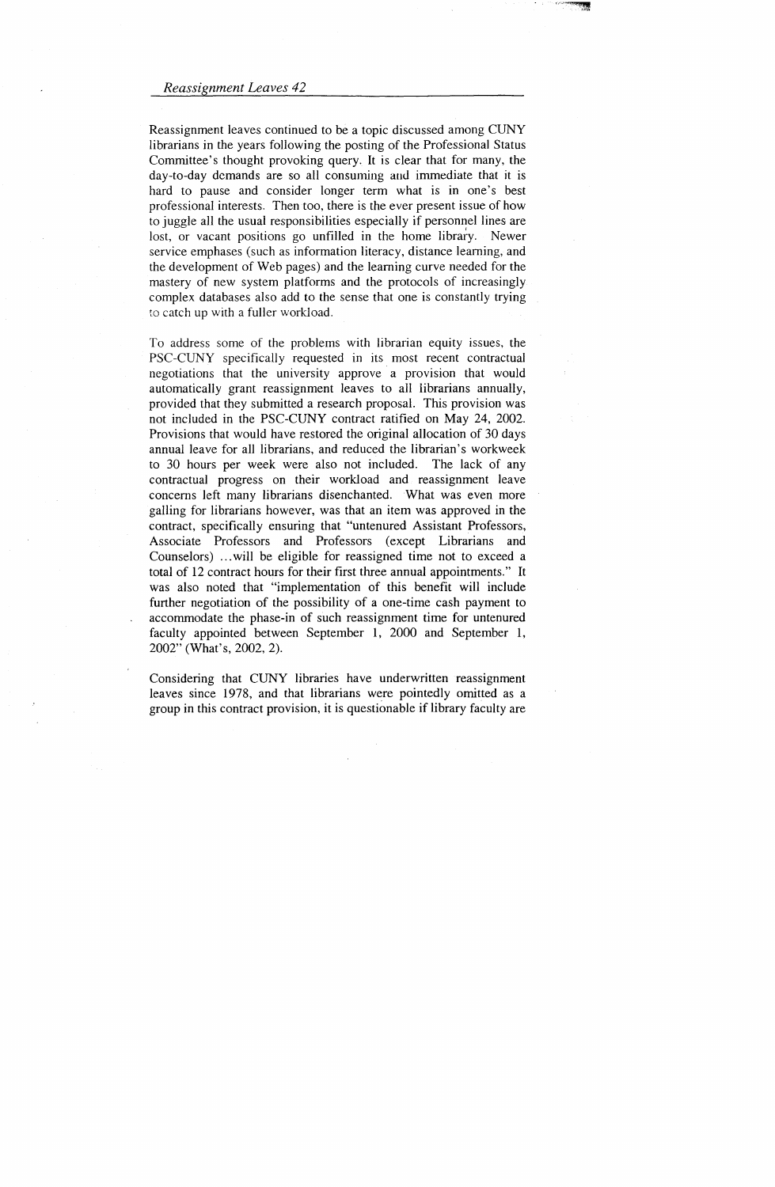Reassignment leaves continued to be a topic discussed among CUNY librarians in the years following the posting of the Professional Status Committee's thought provoking query. It is clear that for many, the day-to-day demands are so all consuming and immediate that it is hard to pause and consider longer term what is in one's best professional interests. Then too, there is the ever present issue of how to juggle all the usual responsibilities especially if personnel lines are lost, or vacant positions go unfilled in the home library. Newer service emphases (such as information literacy, distance learning, and the development of Web pages) and the learning curve needed for the mastery of new system platforms and the protocols of increasingly complex databases also add to the sense that one is constantly trying to catch up with a fuller workload.

To address some of the problems with librarian equity issues, the PSC-CUNY specifically requested in its most recent contractual negotiations that the university approve a provision that would automatically grant reassignment leaves to all librarians annually, provided that they submitted a research proposal. This provision was not included in the PSC-CUNY contract ratified on May 24, 2002. Provisions that would have restored the original allocation of 30 days annual leave for all librarians, and reduced the librarian's workweek to 30 hours per week were also not included. The lack of any contractual progress on their workload and reassignment leave concerns left many librarians disenchanted. What was even more galling for librarians however, was that an item was approved in the contract, specifically ensuring that "untenured Assistant Professors, Associate Professors and Professors (except Librarians and Counselors) ...will be eligible for reassigned time not to exceed a total of 12 contract hours for their first three annual appointments." It was also noted that "implementation of this benefit will include further negotiation of the possibility of a one-time cash payment to accommodate the phase-in of such reassignment time for untenured faculty appointed between September 1, 2000 and September 1, 2002" (What's, 2002, 2).

Considering that CUNY libraries have underwritten reassignment leaves since 1978, and that librarians were pointedly omitted as a group in this contract provision, it is questionable if library faculty are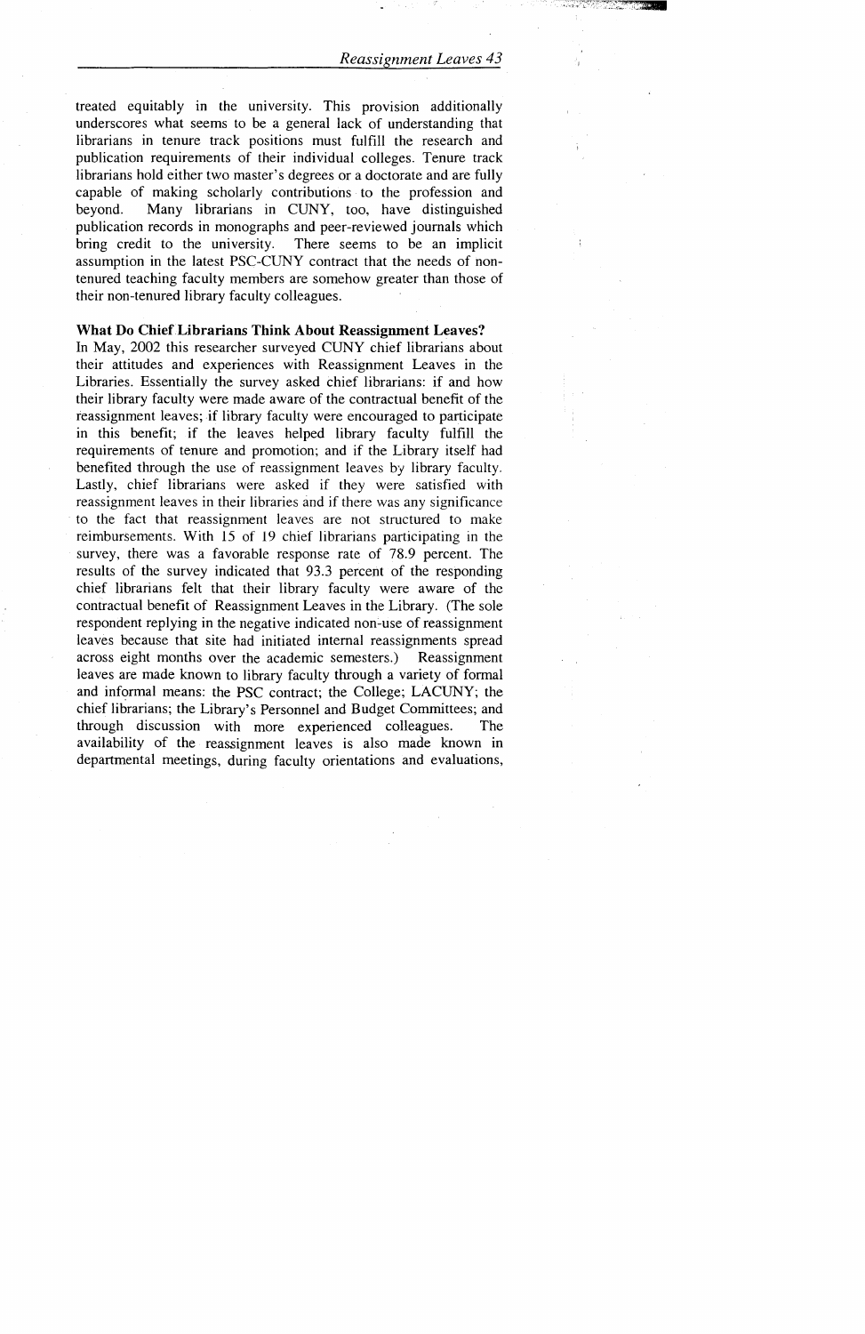treated equitably in the university. This provision additionally underscores what seems to be a general lack of understanding that librarians in tenure track positions must fulfill the research and publication requirements of their individual colleges. Tenure track librarians hold either two master's degrees or a doctorate and are fully capable of making scholarly contributions to the profession and beyond. Many librarians in CUNY, too, have distinguished publication records in monographs and peer-reviewed journals which bring credit to the university. There seems to be an implicit assumption in the latest PSC-CUNY contract that the needs of non-tenured teaching faculty members are somehow greater than those of their non-tenured library faculty colleagues.

**What Do Chief Librarians Think About Reassignment Leaves?**

In May, 2002 this researcher surveyed CUNY chief librarians about their attitudes and experiences with Reassignment Leaves in the Libraries. Essentially the survey asked chief librarians: if and how their library faculty were made aware of the contractual benefit of the reassignment leaves; if library faculty were encouraged to participate in this benefit; if the leaves helped library faculty fulfill the requirements of tenure and promotion; and if the Library itself had benefited through the use of reassignment leaves by library faculty. Lastly, chief librarians were asked if they were satisfied with reassignment leaves in their libraries and if there was any significance to the fact that reassignment leaves are not structured to make reimbursements. With 15 of 19 chief librarians participating in the survey, there was a favorable response rate of 78.9 percent. The results of the survey indicated that 93.3 percent of the responding chief librarians felt that their library faculty were aware of the contractual benefit of Reassignment Leaves in the Library. (The sole respondent replying in the negative indicated non-use of reassignment leaves because that site had initiated internal reassignments spread across eight months over the academic semesters.) Reassignment leaves are made known to library faculty through a variety of formal and informal means: the PSC contract; the College; LACUNY; the chief librarians; the Library's Personnel and Budget Committees; and through discussion with more experienced colleagues. The availability of the reassignment leaves is also made known in departmental meetings, during faculty orientations and evaluations,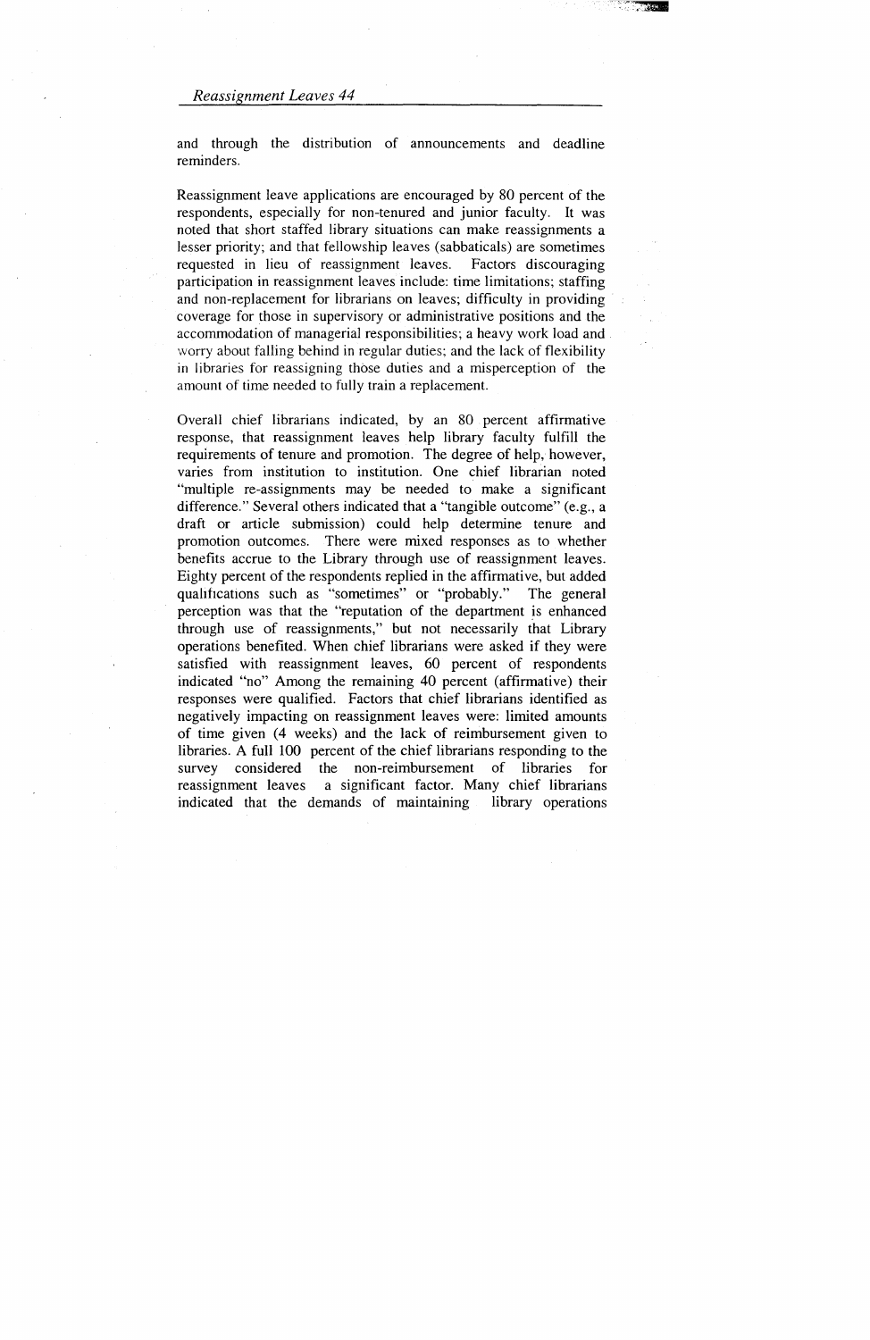and through the distribution of announcements and deadline reminders.

Reassignment leave applications are encouraged by 80 percent of the respondents, especially for non-tenured and junior faculty. It was noted that short staffed library situations can make reassignments a lesser priority; and that fellowship leaves (sabbaticals) are sometimes requested in lieu of reassignment leaves. Factors discouraging participation in reassignment leaves include: time limitations; staffing and non-replacement for librarians on leaves; difficulty in providing coverage for those in supervisory or administrative positions and the accommodation of managerial responsibilities; a heavy work load and worry about falling behind in regular duties; and the lack of flexibility in libraries for reassigning those duties and a misperception of the amount of time needed to fully train a replacement.

Overall chief librarians indicated, by an 80 percent affirmative response, that reassignment leaves help library faculty fulfill the requirements of tenure and promotion. The degree of help, however, varies from institution to institution. One chief librarian noted "multiple re-assignments may be needed to make a significant difference." Several others indicated that a "tangible outcome" (e.g., a draft or article submission) could help determine tenure and promotion outcomes. There were mixed responses as to whether benefits accrue to the Library through use of reassignment leaves. Eighty percent of the respondents replied in the affirmative, but added qualifications such as "sometimes" or "probably." The general perception was that the "reputation of the department is enhanced through use of reassignments," but not necessarily that Library operations benefited. When chief librarians were asked if they were satisfied with reassignment leaves, 60 percent of respondents indicated "no" Among the remaining 40 percent (affirmative) their responses were qualified. Factors that chief librarians identified as negatively impacting on reassignment leaves were: limited amounts of time given (4 weeks) and the lack of reimbursement given to libraries. A full 100 percent of the chief librarians responding to the survey considered the non-reimbursement of libraries for reassignment leaves a significant factor. Many chief librarians indicated that the demands of maintaining library operations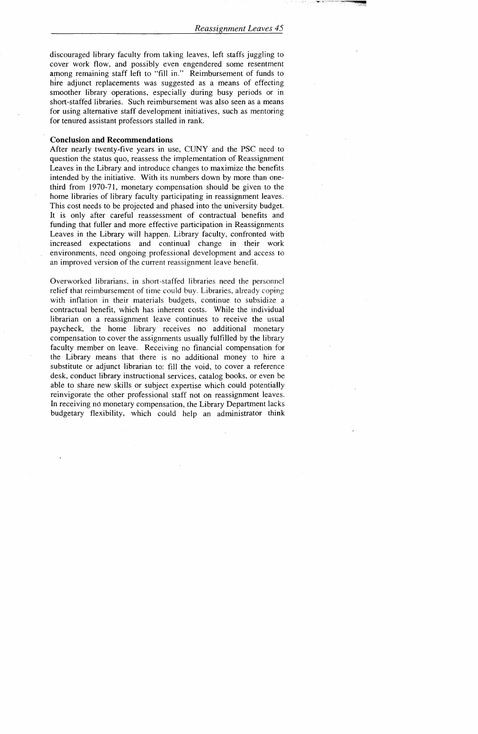discouraged library faculty from taking leaves, left staffs juggling to cover work flow, and possibly even engendered some resentment among remaining staff left to "fill in." Reimbursement of funds to hire adjunct replacements was suggested as a means of effecting smoother library operations, especially during busy periods or in short-staffed libraries. Such reimbursement was also seen as a means for using alternative staff development initiatives, such as mentoring for tenured assistant professors stalled in rank.

**Conclusion and Recommendations**

After nearly twenty-five years in use, CUNY and the PSC need to question the status quo, reassess the implementation of Reassignment Leaves in the Library and introduce changes to maximize the benefits intended by the initiative. With its numbers down by more than one-third from 1970-71, monetary compensation should be given to the home libraries of library faculty participating in reassignment leaves. This cost needs to be projected and phased into the university budget. It is only after careful reassessment of contractual benefits and funding that fuller and more effective participation in Reassignments Leaves in the Library will happen. Library faculty, confronted with increased expectations and continual change in their work environments, need ongoing professional development and access to an improved version of the current reassignment leave benefit.

Overworked librarians, in short-staffed libraries need the personnel relief that reimbursement of time could buy. Libraries, already coping with inflation in their materials budgets, continue to subsidize a contractual benefit, which has inherent costs. While the individual librarian on a reassignment leave continues to receive the usual paycheck, the home library receives no additional monetary compensation to cover the assignments usually fulfilled by the library faculty member on leave. Receiving no financial compensation for the Library means that there is no additional money to hire a substitute or adjunct librarian to: fill the void, to cover a reference desk, conduct library instructional services, catalog books, or even be able to share new skills or subject expertise which could potentially reinvigorate the other professional staff not on reassignment leaves. In receiving no monetary compensation, the Library Department lacks budgetary flexibility, which could help an administrator think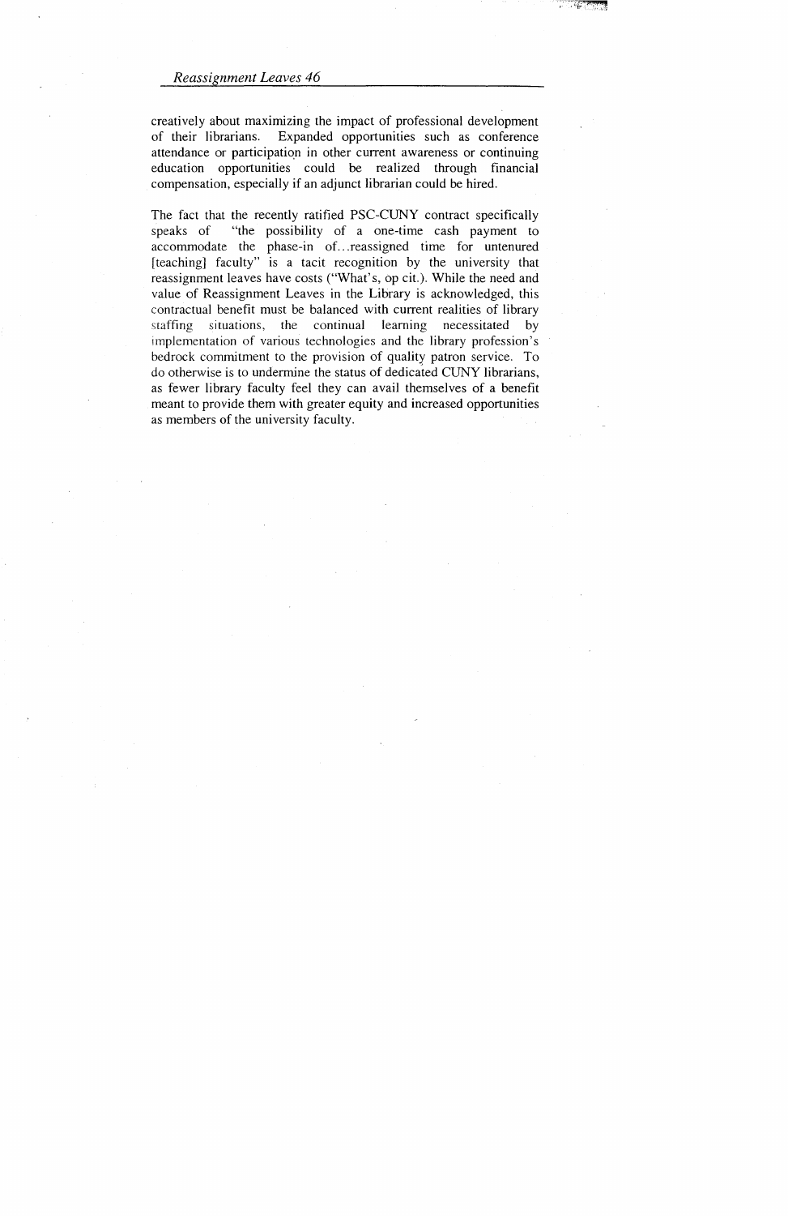creatively about maximizing the impact of professional development of their librarians. Expanded opportunities such as conference attendance or participation in other current awareness or continuing education opportunities could be realized through financial compensation, especially if an adjunct librarian could be hired.

The fact that the recently ratified PSC-CUNY contract specifically speaks of "the possibility of a one-time cash payment to accommodate the phase-in of...reassigned time for untenured [teaching] faculty" is a tacit recognition by the university that reassignment leaves have costs ("What's, op cit.). While the need and value of Reassignment Leaves in the Library is acknowledged, this contractual benefit must be balanced with current realities of library staffing situations, the continual learning necessitated by implementation of various technologies and the library profession's bedrock commitment to the provision of quality patron service. To do otherwise is to undermine the status of dedicated CUNY librarians, as fewer library faculty feel they can avail themselves of a benefit meant to provide them with greater equity and increased opportunities as members of the university faculty.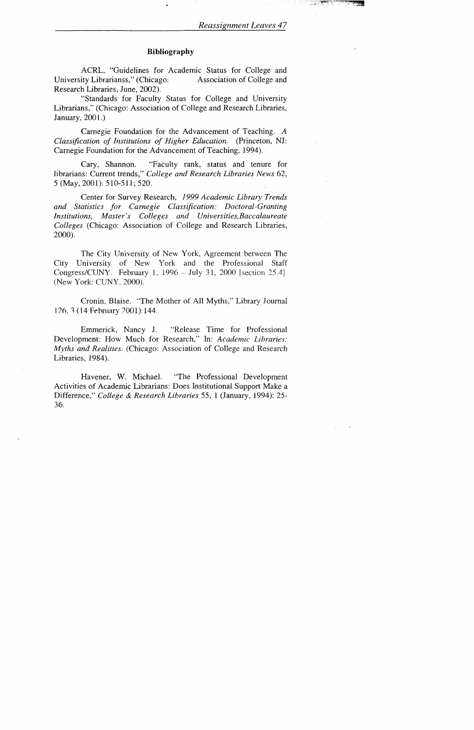## Bibliography

ACRL, "Guidelines for Academic Status for College and University Librarianss," (Chicago: Association of College and Research Libraries, June, 2002).

"Standards for Faculty Status for College and University Librarians," (Chicago: Association of College and Research Libraries, January, 2001.)

Carnegie Foundation for the Advancement of Teaching. *A Classification of Institutions of Higher Education.* (Princeton, NJ: Carnegie Foundation for the Advancement of Teaching, 1994).

Cary, Shannon. "Faculty rank, status and tenure for librarians: Current trends," *College and Research Libraries News* 62, 5 (May, 2001): 510-511; 520.

Center for Survey Research, *1999 Academic Library Trends and Statistics for Carnegie Classification: Doctoral-Granting Institutions, Master's Colleges and Universities,Baccalaureate Colleges* (Chicago: Association of College and Research Libraries, 2000).

The City University of New York, Agreement between The City University of New York and the Professional Staff Congress/CUNY. February 1, 1996 – July 31, 2000 [section 25.4]. (New York: CUNY, 2000).

Cronin, Blaise. "The Mother of All Myths," Library Journal 126, 3 (14 February 2001):144.

Emmerick, Nancy J. "Release Time for Professional Development: How Much for Research," In: *Academic Libraries: Myths and Realities.* (Chicago: Association of College and Research Libraries, 1984).

Havener, W. Michael. "The Professional Development Activities of Academic Librarians: Does Institutional Support Make a Difference," *College & Research Libraries* 55, 1 (January, 1994): 25-36.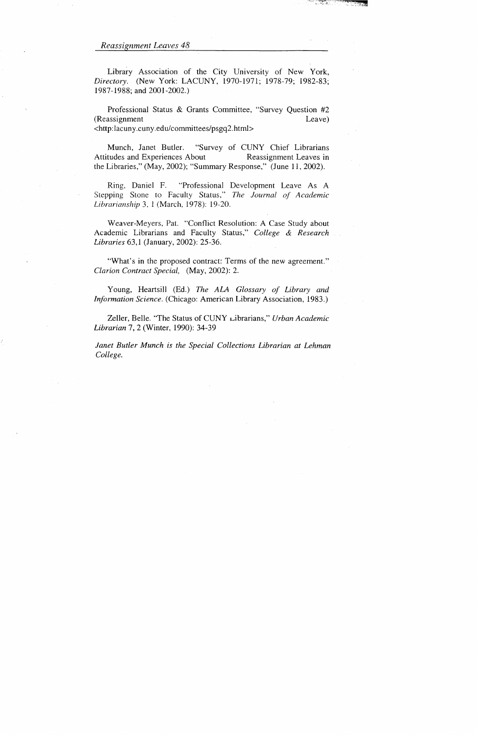Library Association of the City University of New York, *Directory*. (New York: LACUNY, 1970-1971; 1978-79; 1982-83; 1987-1988; and 2001-2002.)

Professional Status & Grants Committee, "Survey Question #2 (Reassignment Leave) <http:lacuny.cuny.edu/committees/psgq2.html>

Munch, Janet Butler. "Survey of CUNY Chief Librarians Attitudes and Experiences About Reassignment Leaves in the Libraries," (May, 2002); "Summary Response," (June 11, 2002).

Ring, Daniel F. "Professional Development Leave As A Stepping Stone to Faculty Status," *The Journal of Academic Librarianship* 3, 1 (March, 1978): 19-20.

Weaver-Meyers, Pat. "Conflict Resolution: A Case Study about Academic Librarians and Faculty Status," *College & Research Libraries* 63,1 (January, 2002): 25-36.

"What's in the proposed contract: Terms of the new agreement." *Clarion Contract Special,* (May, 2002): 2.

Young, Heartsill (Ed.) *The ALA Glossary of Library and Information Science*. (Chicago: American Library Association, 1983.)

Zeller, Belle. "The Status of CUNY Librarians," *Urban Academic Librarian* 7, 2 (Winter, 1990): 34-39

*Janet Butler Munch is the Special Collections Librarian at Lehman College.*